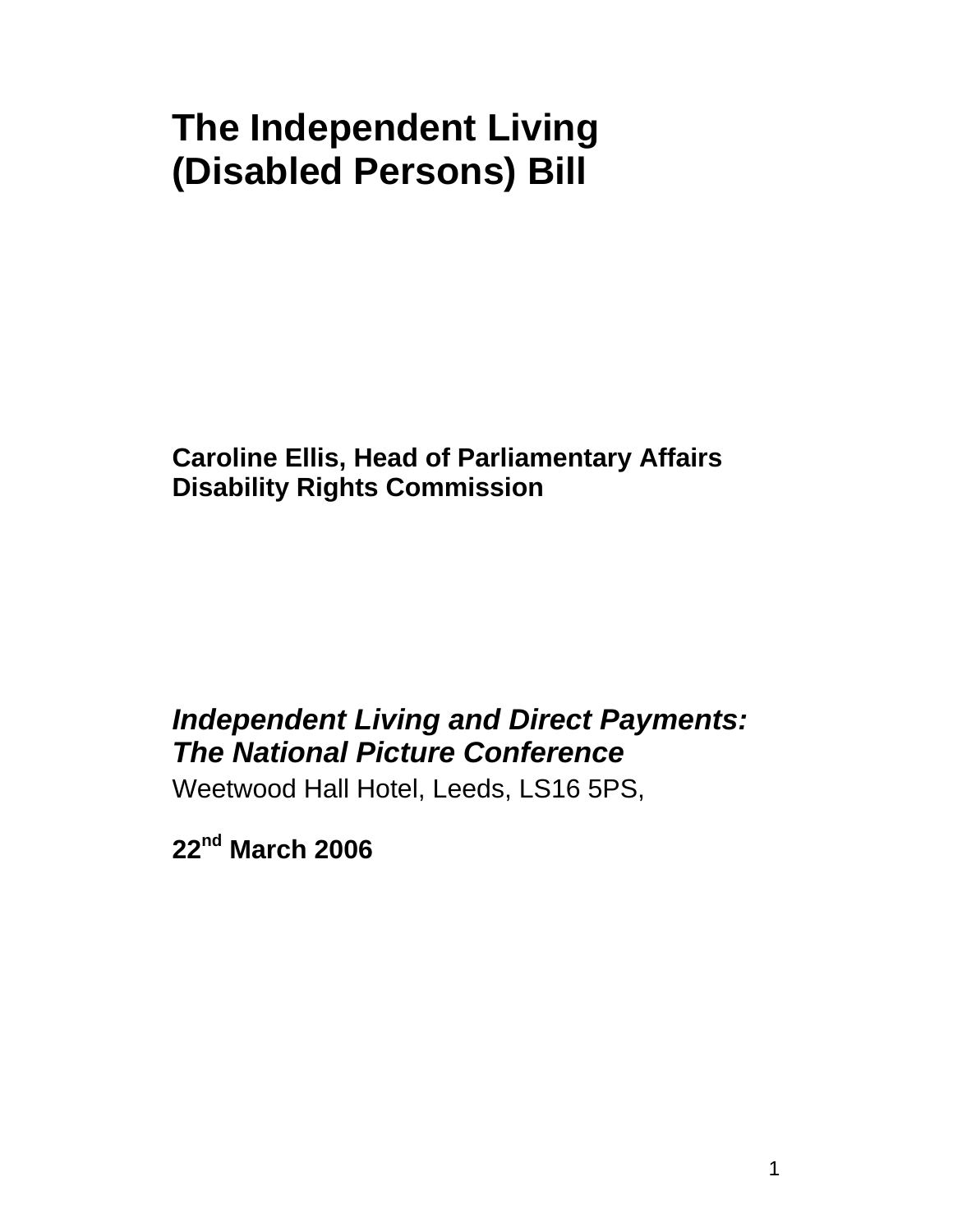# The Independent Living (Disabled Persons) Bill

**Caroline Ellis, Head of Parliamentary Affairs**
**Disability Rights Commission**

***Independent Living and Direct Payments: The National Picture Conference***

Weetwood Hall Hotel, Leeds, LS16 5PS,

**22nd March 2006**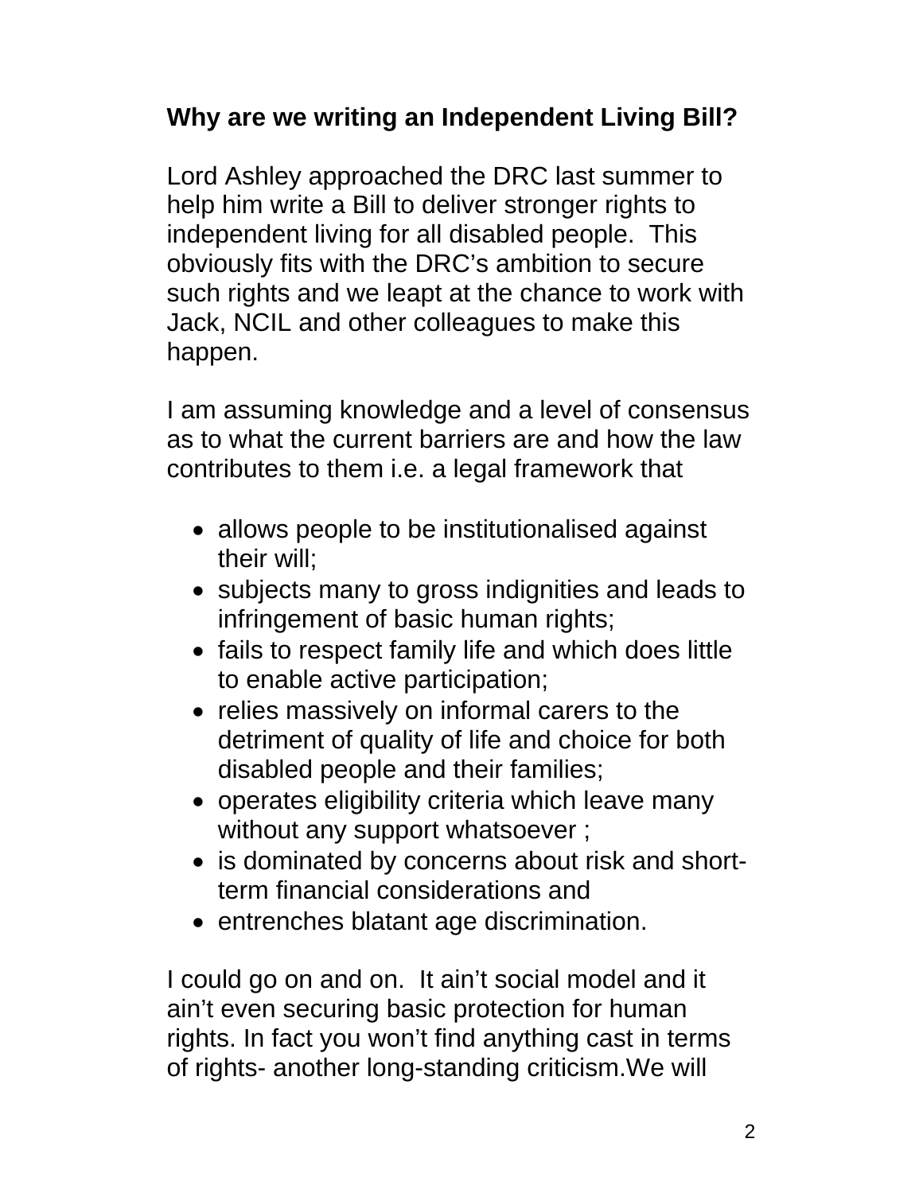**Why are we writing an Independent Living Bill?**

Lord Ashley approached the DRC last summer to help him write a Bill to deliver stronger rights to independent living for all disabled people. This obviously fits with the DRC's ambition to secure such rights and we leapt at the chance to work with Jack, NCIL and other colleagues to make this happen.

I am assuming knowledge and a level of consensus as to what the current barriers are and how the law contributes to them i.e. a legal framework that

- allows people to be institutionalised against their will;
- subjects many to gross indignities and leads to infringement of basic human rights;
- fails to respect family life and which does little to enable active participation;
- relies massively on informal carers to the detriment of quality of life and choice for both disabled people and their families;
- operates eligibility criteria which leave many without any support whatsoever ;
- is dominated by concerns about risk and short-term financial considerations and
- entrenches blatant age discrimination.

I could go on and on. It ain't social model and it ain't even securing basic protection for human rights. In fact you won't find anything cast in terms of rights- another long-standing criticism.We will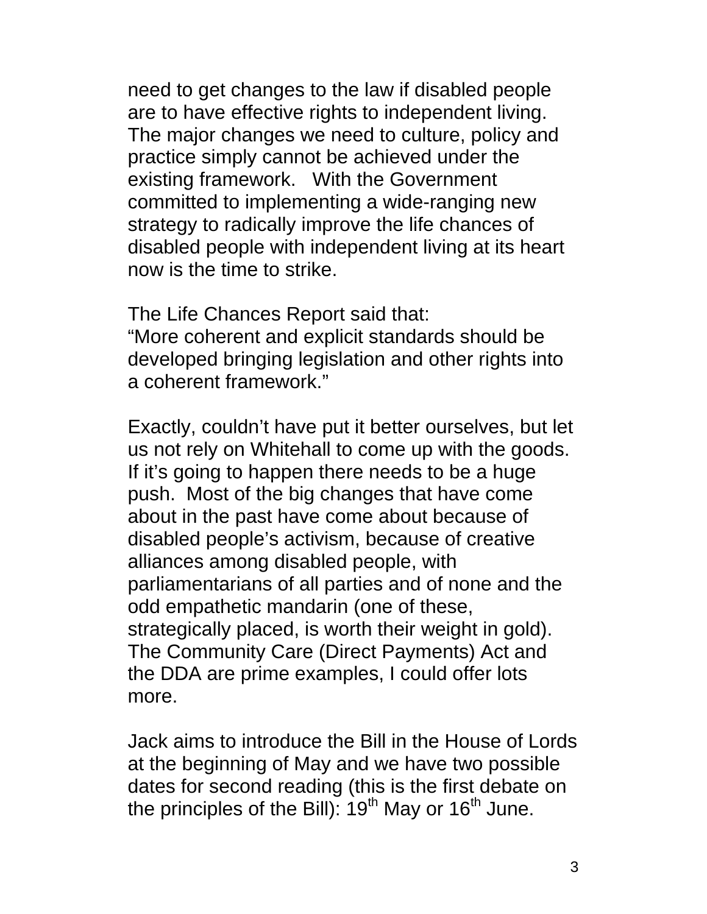need to get changes to the law if disabled people are to have effective rights to independent living. The major changes we need to culture, policy and practice simply cannot be achieved under the existing framework. With the Government committed to implementing a wide-ranging new strategy to radically improve the life chances of disabled people with independent living at its heart now is the time to strike.

The Life Chances Report said that:
"More coherent and explicit standards should be developed bringing legislation and other rights into a coherent framework."

Exactly, couldn't have put it better ourselves, but let us not rely on Whitehall to come up with the goods. If it's going to happen there needs to be a huge push. Most of the big changes that have come about in the past have come about because of disabled people's activism, because of creative alliances among disabled people, with parliamentarians of all parties and of none and the odd empathetic mandarin (one of these, strategically placed, is worth their weight in gold). The Community Care (Direct Payments) Act and the DDA are prime examples, I could offer lots more.

Jack aims to introduce the Bill in the House of Lords at the beginning of May and we have two possible dates for second reading (this is the first debate on the principles of the Bill): 19th May or 16th June.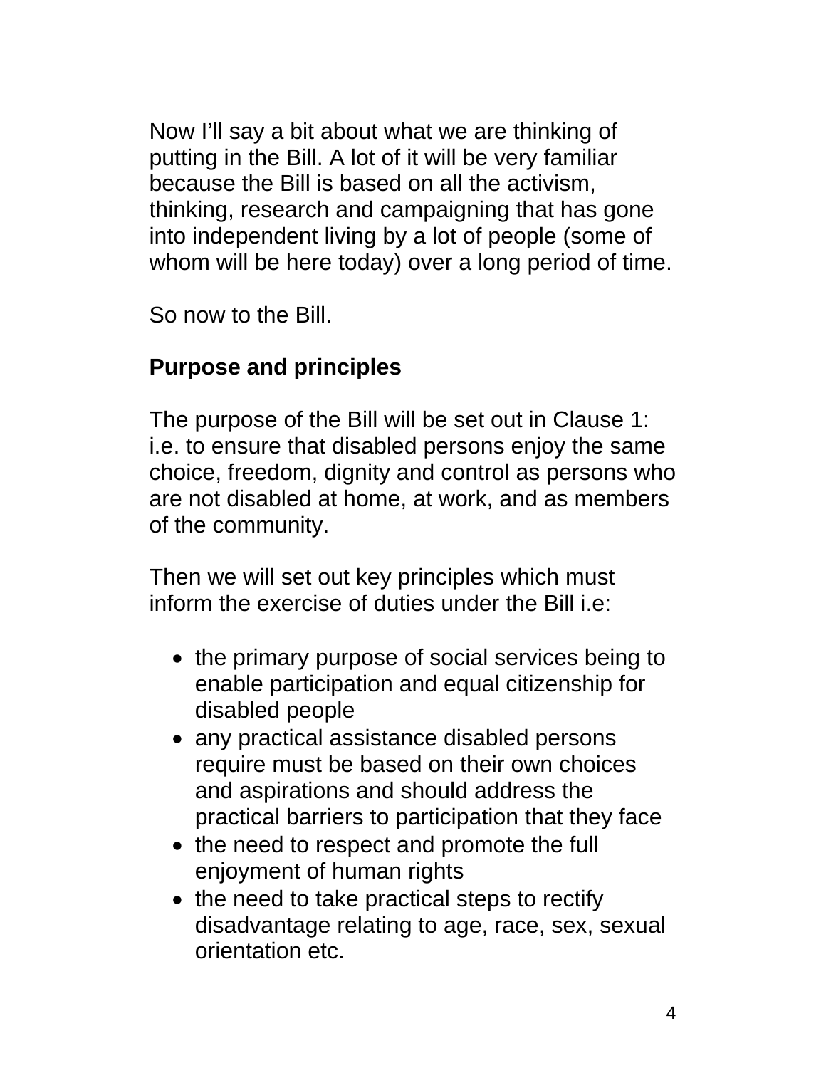Now I'll say a bit about what we are thinking of putting in the Bill. A lot of it will be very familiar because the Bill is based on all the activism, thinking, research and campaigning that has gone into independent living by a lot of people (some of whom will be here today) over a long period of time.

So now to the Bill.

**Purpose and principles**

The purpose of the Bill will be set out in Clause 1: i.e. to ensure that disabled persons enjoy the same choice, freedom, dignity and control as persons who are not disabled at home, at work, and as members of the community.

Then we will set out key principles which must inform the exercise of duties under the Bill i.e:

- the primary purpose of social services being to enable participation and equal citizenship for disabled people
- any practical assistance disabled persons require must be based on their own choices and aspirations and should address the practical barriers to participation that they face
- the need to respect and promote the full enjoyment of human rights
- the need to take practical steps to rectify disadvantage relating to age, race, sex, sexual orientation etc.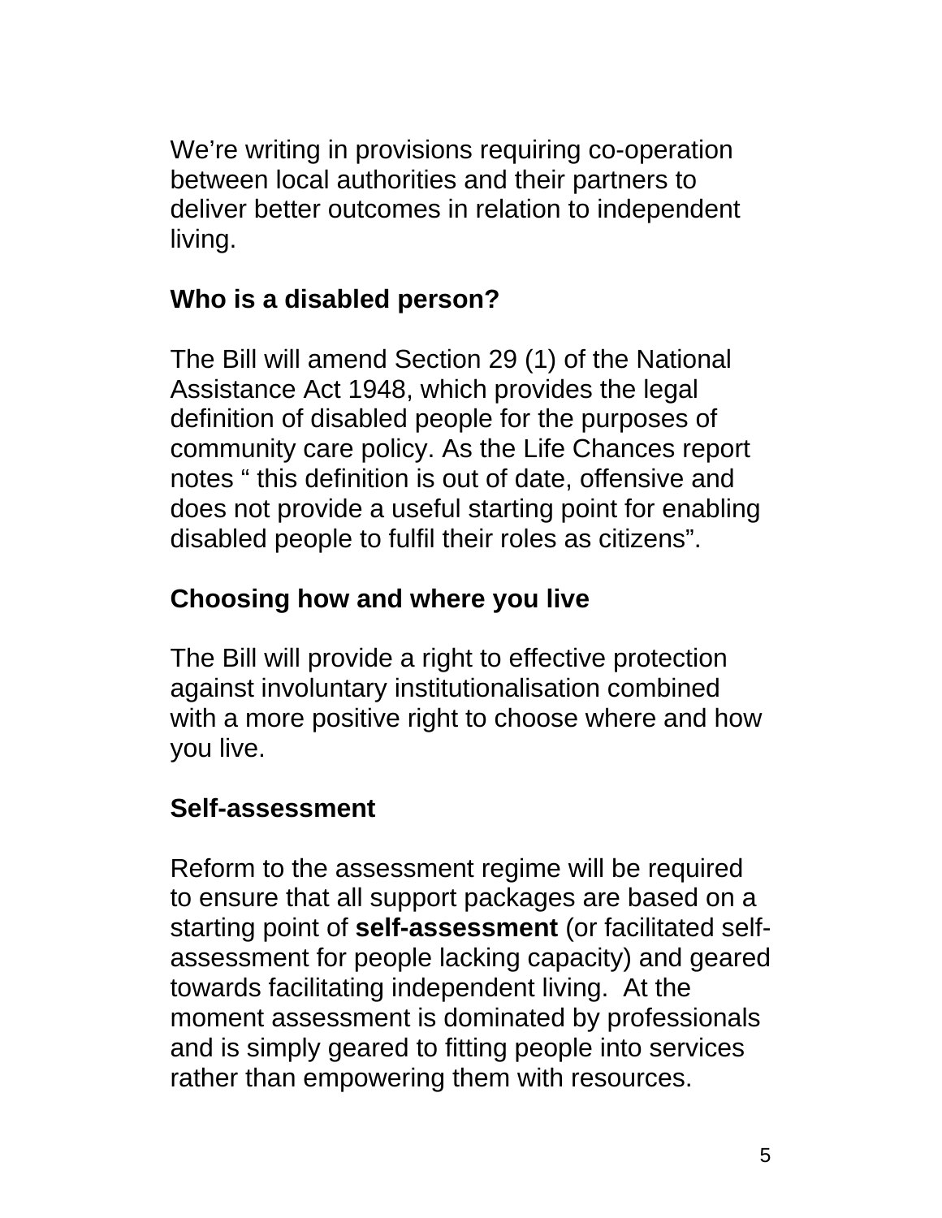We're writing in provisions requiring co-operation between local authorities and their partners to deliver better outcomes in relation to independent living.

## Who is a disabled person?

The Bill will amend Section 29 (1) of the National Assistance Act 1948, which provides the legal definition of disabled people for the purposes of community care policy. As the Life Chances report notes " this definition is out of date, offensive and does not provide a useful starting point for enabling disabled people to fulfil their roles as citizens".

## Choosing how and where you live

The Bill will provide a right to effective protection against involuntary institutionalisation combined with a more positive right to choose where and how you live.

## Self-assessment

Reform to the assessment regime will be required to ensure that all support packages are based on a starting point of **self-assessment** (or facilitated self-assessment for people lacking capacity) and geared towards facilitating independent living. At the moment assessment is dominated by professionals and is simply geared to fitting people into services rather than empowering them with resources.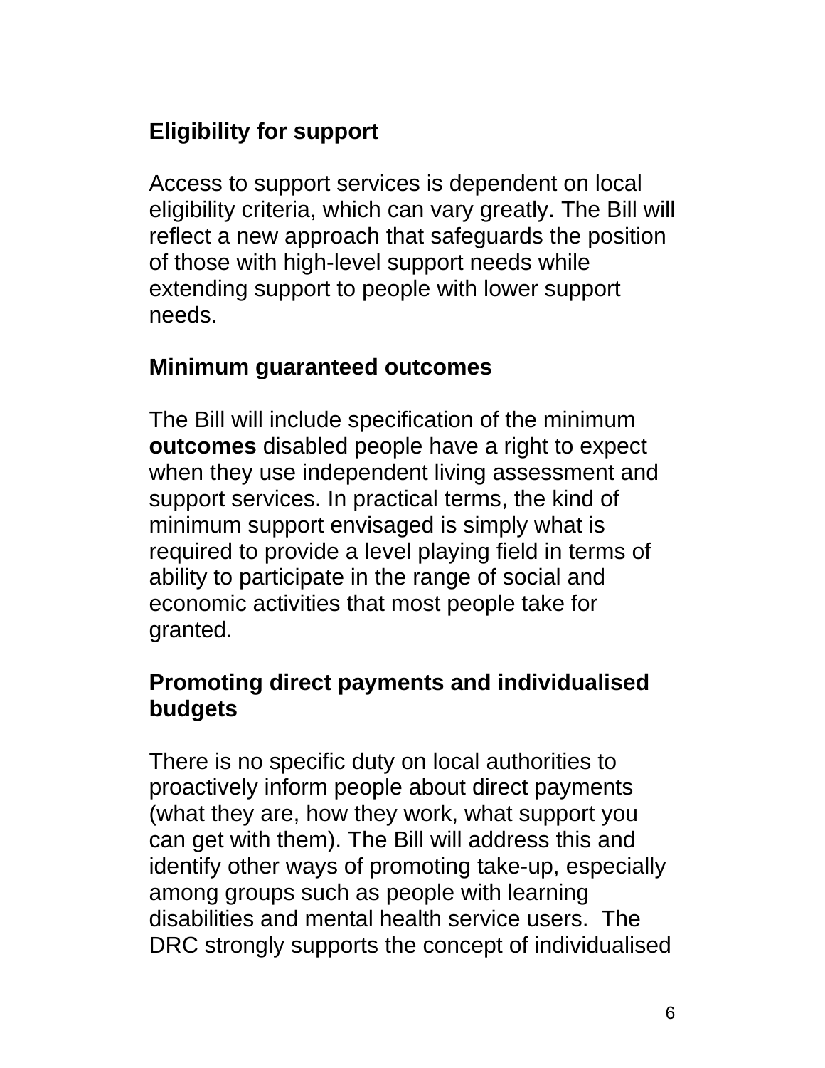## Eligibility for support

Access to support services is dependent on local eligibility criteria, which can vary greatly. The Bill will reflect a new approach that safeguards the position of those with high-level support needs while extending support to people with lower support needs.

## Minimum guaranteed outcomes

The Bill will include specification of the minimum **outcomes** disabled people have a right to expect when they use independent living assessment and support services. In practical terms, the kind of minimum support envisaged is simply what is required to provide a level playing field in terms of ability to participate in the range of social and economic activities that most people take for granted.

## Promoting direct payments and individualised budgets

There is no specific duty on local authorities to proactively inform people about direct payments (what they are, how they work, what support you can get with them). The Bill will address this and identify other ways of promoting take-up, especially among groups such as people with learning disabilities and mental health service users. The DRC strongly supports the concept of individualised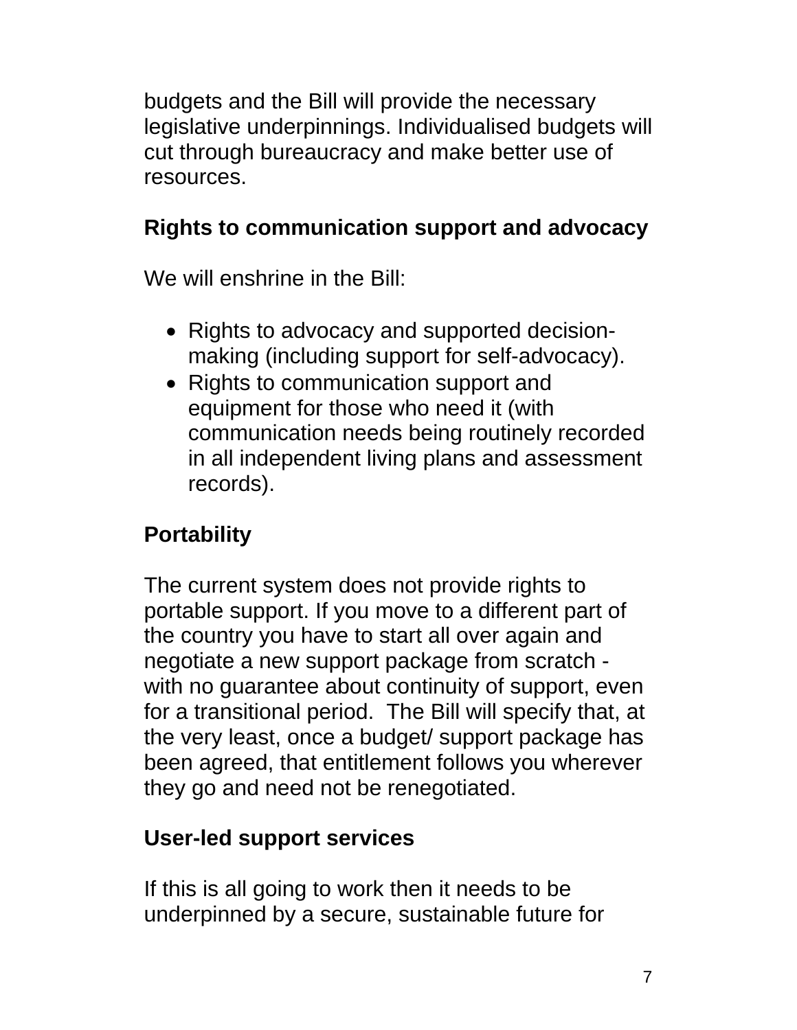budgets and the Bill will provide the necessary legislative underpinnings. Individualised budgets will cut through bureaucracy and make better use of resources.

**Rights to communication support and advocacy**

We will enshrine in the Bill:

- Rights to advocacy and supported decision-making (including support for self-advocacy).
- Rights to communication support and equipment for those who need it (with communication needs being routinely recorded in all independent living plans and assessment records).

**Portability**

The current system does not provide rights to portable support. If you move to a different part of the country you have to start all over again and negotiate a new support package from scratch - with no guarantee about continuity of support, even for a transitional period. The Bill will specify that, at the very least, once a budget/ support package has been agreed, that entitlement follows you wherever they go and need not be renegotiated.

**User-led support services**

If this is all going to work then it needs to be underpinned by a secure, sustainable future for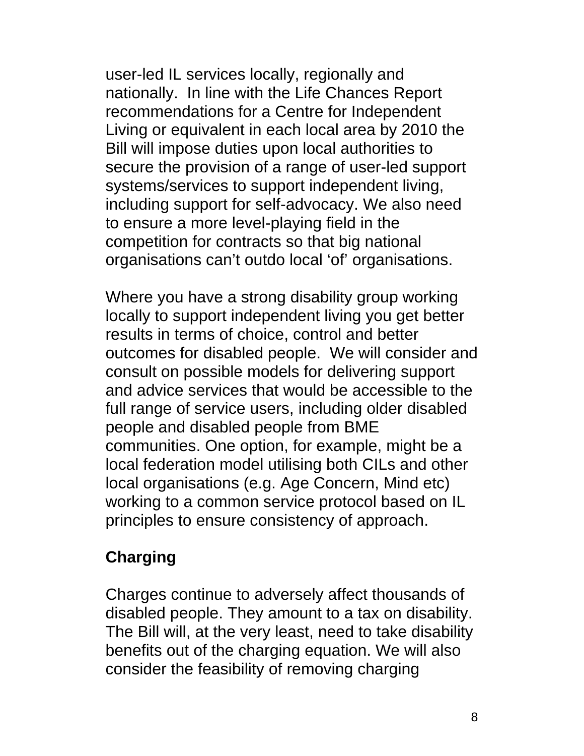user-led IL services locally, regionally and nationally. In line with the Life Chances Report recommendations for a Centre for Independent Living or equivalent in each local area by 2010 the Bill will impose duties upon local authorities to secure the provision of a range of user-led support systems/services to support independent living, including support for self-advocacy. We also need to ensure a more level-playing field in the competition for contracts so that big national organisations can't outdo local 'of' organisations.

Where you have a strong disability group working locally to support independent living you get better results in terms of choice, control and better outcomes for disabled people. We will consider and consult on possible models for delivering support and advice services that would be accessible to the full range of service users, including older disabled people and disabled people from BME communities. One option, for example, might be a local federation model utilising both CILs and other local organisations (e.g. Age Concern, Mind etc) working to a common service protocol based on IL principles to ensure consistency of approach.

**Charging**

Charges continue to adversely affect thousands of disabled people. They amount to a tax on disability. The Bill will, at the very least, need to take disability benefits out of the charging equation. We will also consider the feasibility of removing charging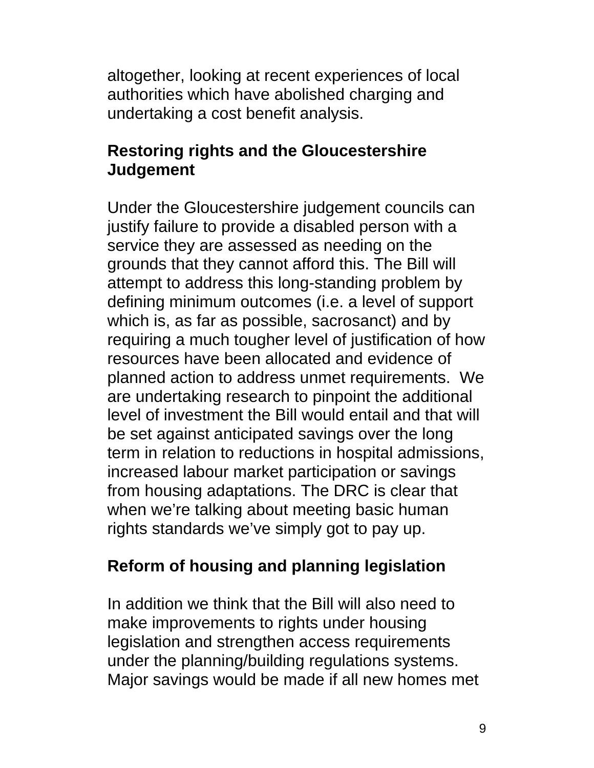altogether, looking at recent experiences of local authorities which have abolished charging and undertaking a cost benefit analysis.

**Restoring rights and the Gloucestershire Judgement**

Under the Gloucestershire judgement councils can justify failure to provide a disabled person with a service they are assessed as needing on the grounds that they cannot afford this. The Bill will attempt to address this long-standing problem by defining minimum outcomes (i.e. a level of support which is, as far as possible, sacrosanct) and by requiring a much tougher level of justification of how resources have been allocated and evidence of planned action to address unmet requirements. We are undertaking research to pinpoint the additional level of investment the Bill would entail and that will be set against anticipated savings over the long term in relation to reductions in hospital admissions, increased labour market participation or savings from housing adaptations. The DRC is clear that when we're talking about meeting basic human rights standards we've simply got to pay up.

**Reform of housing and planning legislation**

In addition we think that the Bill will also need to make improvements to rights under housing legislation and strengthen access requirements under the planning/building regulations systems. Major savings would be made if all new homes met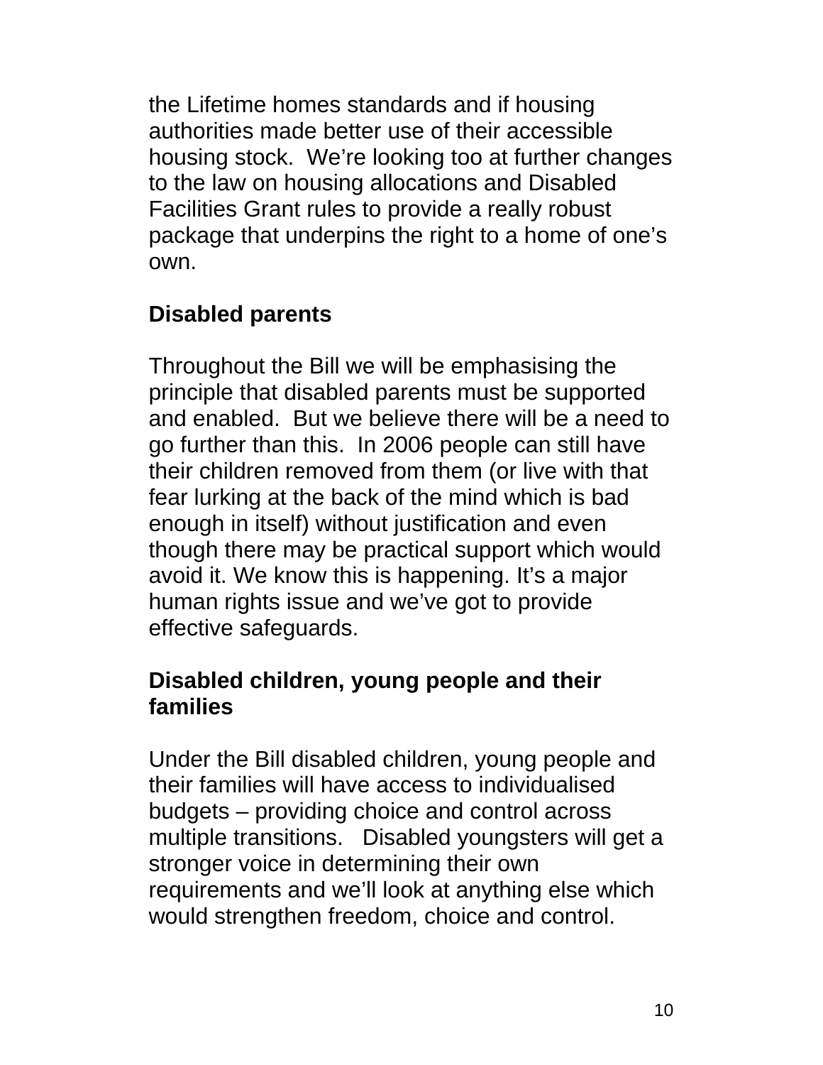the Lifetime homes standards and if housing authorities made better use of their accessible housing stock. We're looking too at further changes to the law on housing allocations and Disabled Facilities Grant rules to provide a really robust package that underpins the right to a home of one's own.

## Disabled parents

Throughout the Bill we will be emphasising the principle that disabled parents must be supported and enabled. But we believe there will be a need to go further than this. In 2006 people can still have their children removed from them (or live with that fear lurking at the back of the mind which is bad enough in itself) without justification and even though there may be practical support which would avoid it. We know this is happening. It's a major human rights issue and we've got to provide effective safeguards.

## Disabled children, young people and their families

Under the Bill disabled children, young people and their families will have access to individualised budgets – providing choice and control across multiple transitions. Disabled youngsters will get a stronger voice in determining their own requirements and we'll look at anything else which would strengthen freedom, choice and control.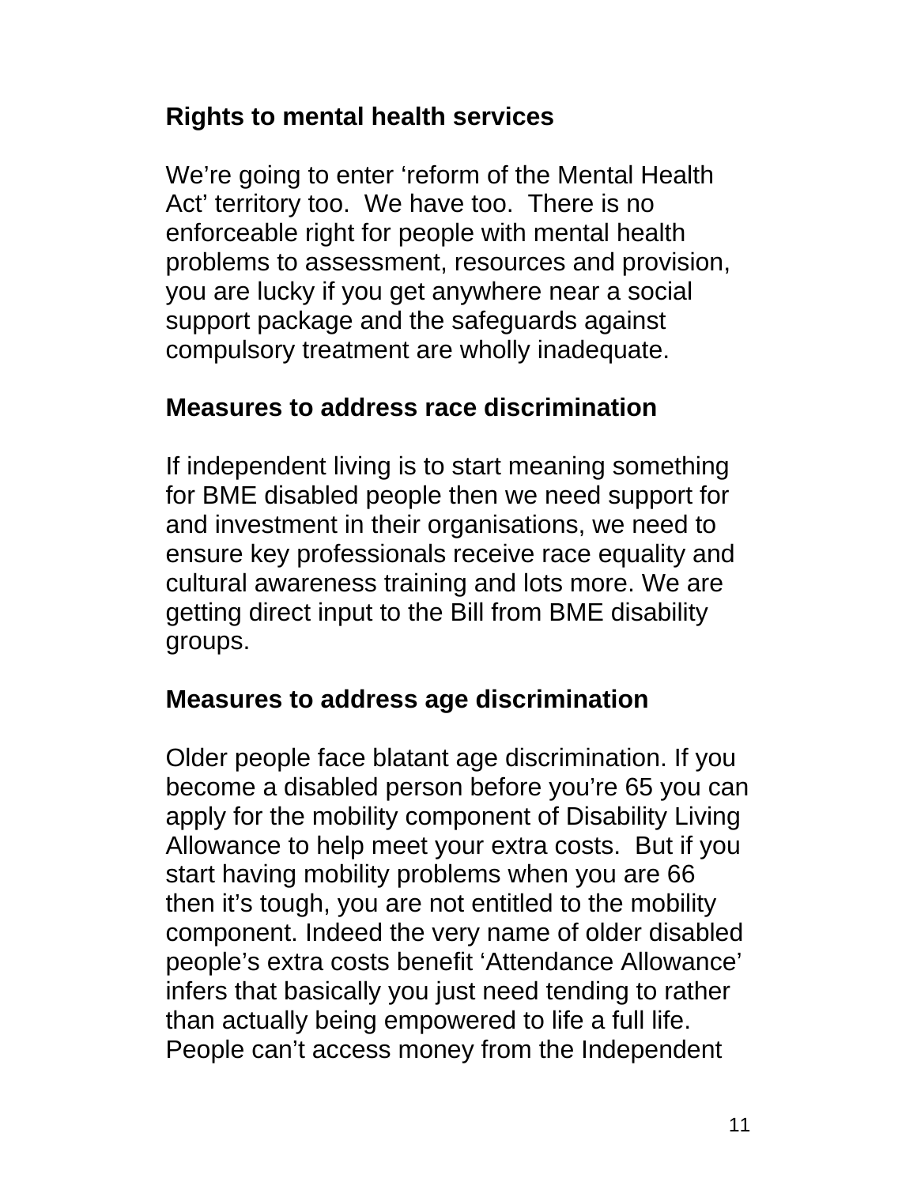**Rights to mental health services**

We're going to enter 'reform of the Mental Health Act' territory too. We have too. There is no enforceable right for people with mental health problems to assessment, resources and provision, you are lucky if you get anywhere near a social support package and the safeguards against compulsory treatment are wholly inadequate.

**Measures to address race discrimination**

If independent living is to start meaning something for BME disabled people then we need support for and investment in their organisations, we need to ensure key professionals receive race equality and cultural awareness training and lots more. We are getting direct input to the Bill from BME disability groups.

**Measures to address age discrimination**

Older people face blatant age discrimination. If you become a disabled person before you're 65 you can apply for the mobility component of Disability Living Allowance to help meet your extra costs. But if you start having mobility problems when you are 66 then it's tough, you are not entitled to the mobility component. Indeed the very name of older disabled people's extra costs benefit 'Attendance Allowance' infers that basically you just need tending to rather than actually being empowered to life a full life. People can't access money from the Independent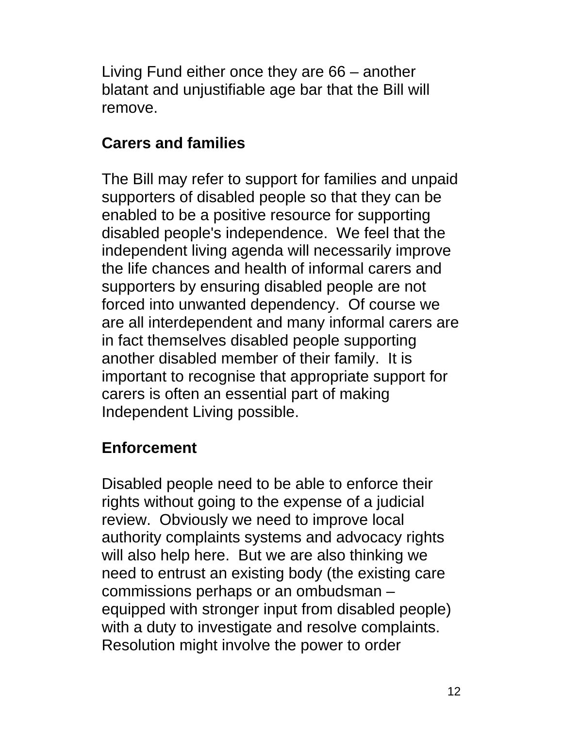Living Fund either once they are 66 – another blatant and unjustifiable age bar that the Bill will remove.

**Carers and families**

The Bill may refer to support for families and unpaid supporters of disabled people so that they can be enabled to be a positive resource for supporting disabled people's independence. We feel that the independent living agenda will necessarily improve the life chances and health of informal carers and supporters by ensuring disabled people are not forced into unwanted dependency. Of course we are all interdependent and many informal carers are in fact themselves disabled people supporting another disabled member of their family. It is important to recognise that appropriate support for carers is often an essential part of making Independent Living possible.

**Enforcement**

Disabled people need to be able to enforce their rights without going to the expense of a judicial review. Obviously we need to improve local authority complaints systems and advocacy rights will also help here. But we are also thinking we need to entrust an existing body (the existing care commissions perhaps or an ombudsman – equipped with stronger input from disabled people) with a duty to investigate and resolve complaints. Resolution might involve the power to order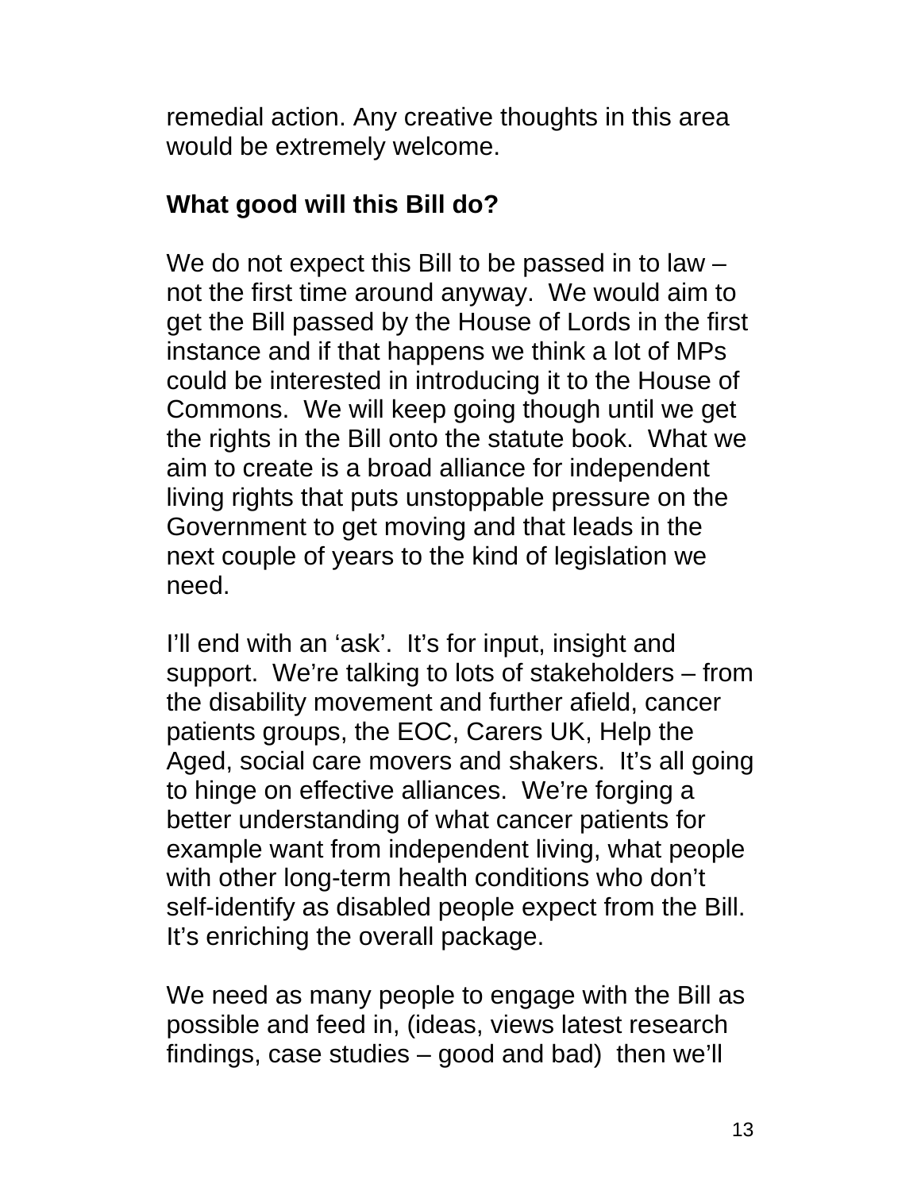remedial action. Any creative thoughts in this area would be extremely welcome.

**What good will this Bill do?**

We do not expect this Bill to be passed in to law – not the first time around anyway. We would aim to get the Bill passed by the House of Lords in the first instance and if that happens we think a lot of MPs could be interested in introducing it to the House of Commons. We will keep going though until we get the rights in the Bill onto the statute book. What we aim to create is a broad alliance for independent living rights that puts unstoppable pressure on the Government to get moving and that leads in the next couple of years to the kind of legislation we need.

I'll end with an 'ask'. It's for input, insight and support. We're talking to lots of stakeholders – from the disability movement and further afield, cancer patients groups, the EOC, Carers UK, Help the Aged, social care movers and shakers. It's all going to hinge on effective alliances. We're forging a better understanding of what cancer patients for example want from independent living, what people with other long-term health conditions who don't self-identify as disabled people expect from the Bill. It's enriching the overall package.

We need as many people to engage with the Bill as possible and feed in, (ideas, views latest research findings, case studies – good and bad) then we'll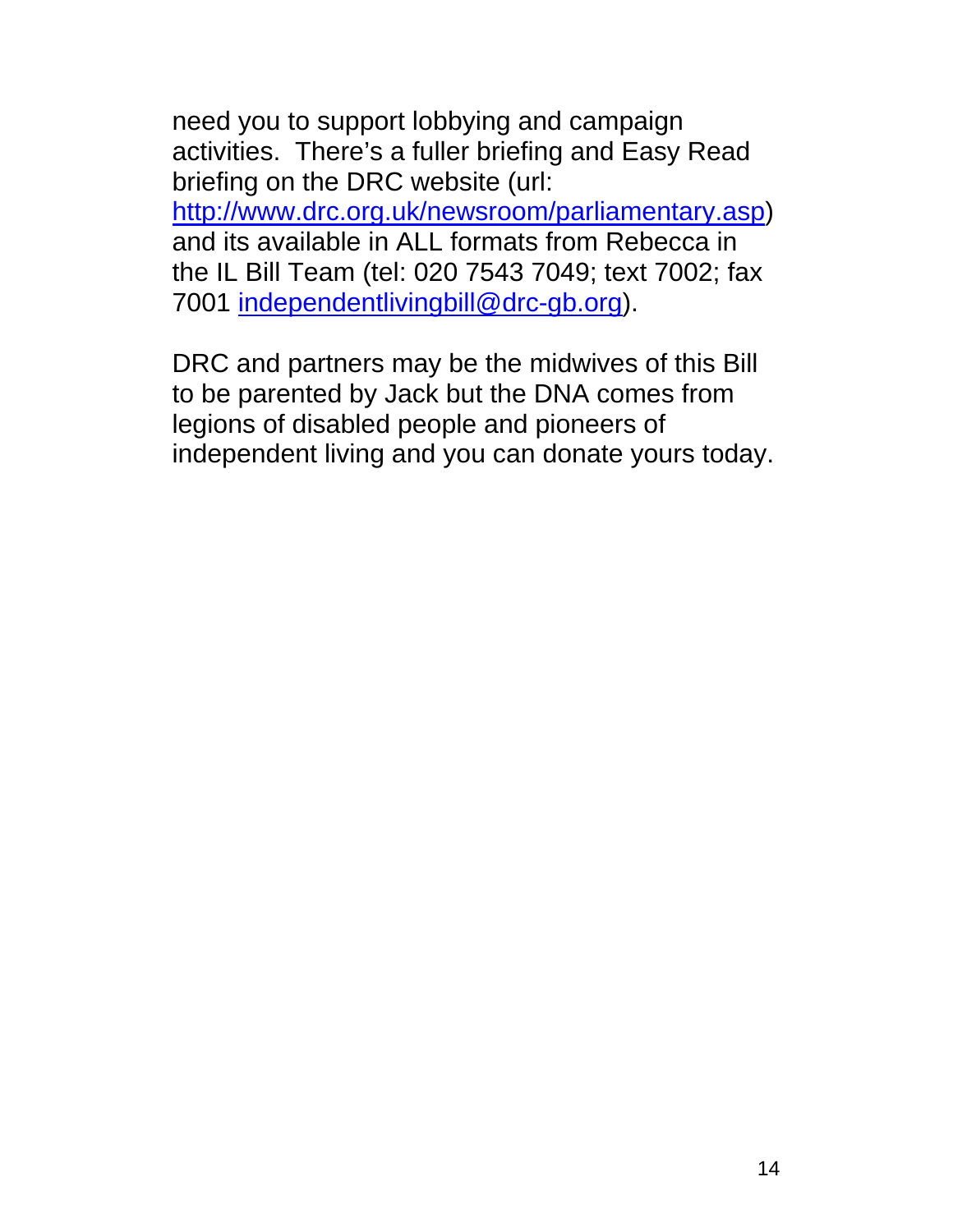need you to support lobbying and campaign activities. There's a fuller briefing and Easy Read briefing on the DRC website (url: [http://www.drc.org.uk/newsroom/parliamentary.asp](http://www.drc.org.uk/newsroom/parliamentary.asp)) and its available in ALL formats from Rebecca in the IL Bill Team (tel: 020 7543 7049; text 7002; fax 7001 [independentlivingbill@drc-gb.org](mailto:independentlivingbill@drc-gb.org)).

DRC and partners may be the midwives of this Bill to be parented by Jack but the DNA comes from legions of disabled people and pioneers of independent living and you can donate yours today.